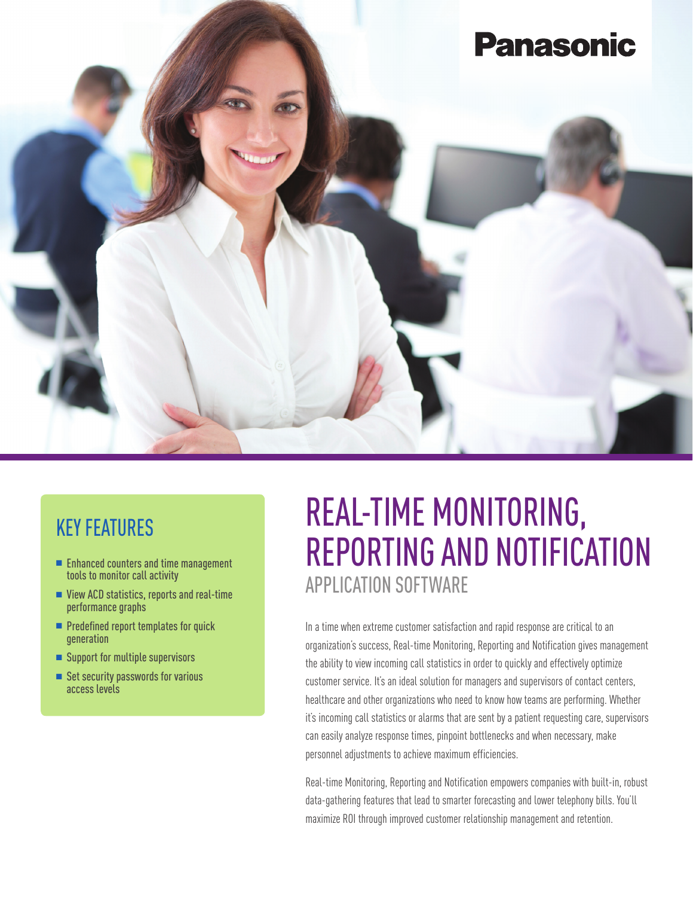Panasonic

# REAL-TIME MONITORING, REPORTING AND NOTIFICATION

## APPLICATION SOFTWARE

## KEY FEATURES

- Enhanced counters and time management tools to monitor call activity
- View ACD statistics, reports and real-time performance graphs
- Predefined report templates for quick generation
- Support for multiple supervisors
- Set security passwords for various access levels

In a time when extreme customer satisfaction and rapid response are critical to an organization's success, Real-time Monitoring, Reporting and Notification gives management the ability to view incoming call statistics in order to quickly and effectively optimize customer service. It's an ideal solution for managers and supervisors of contact centers, healthcare and other organizations who need to know how teams are performing. Whether it's incoming call statistics or alarms that are sent by a patient requesting care, supervisors can easily analyze response times, pinpoint bottlenecks and when necessary, make personnel adjustments to achieve maximum efficiencies.

Real-time Monitoring, Reporting and Notification empowers companies with built-in, robust data-gathering features that lead to smarter forecasting and lower telephony bills. You'll maximize ROI through improved customer relationship management and retention.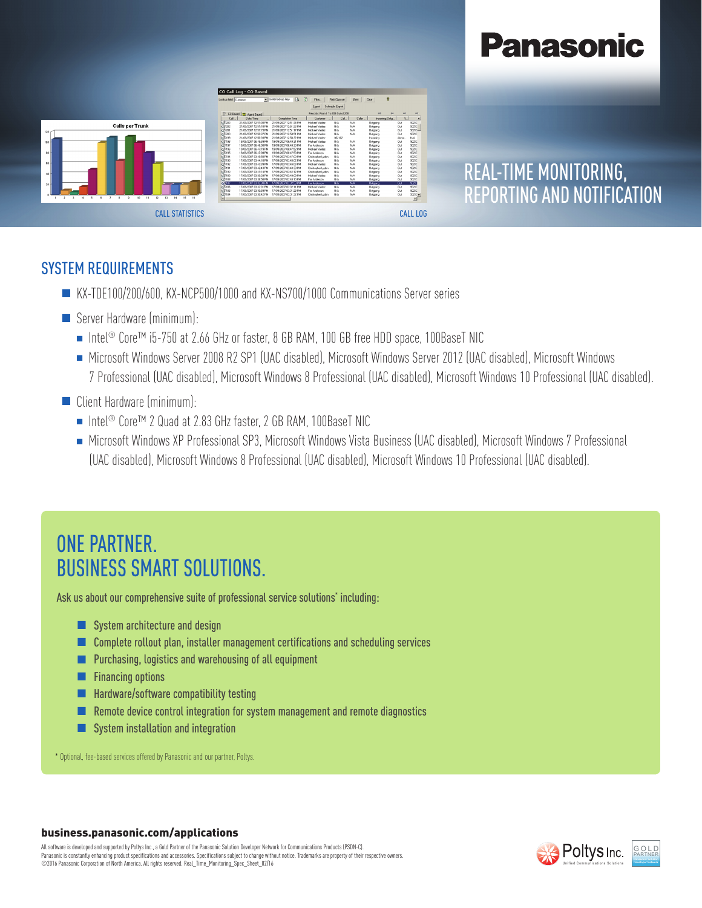Panasonic

CALL STATISTICS

CALL LOG

REAL-TIME MONITORING, REPORTING AND NOTIFICATION

## SYSTEM REQUIREMENTS

- KX-TDE100/200/600, KX-NCP500/1000 and KX-NS700/1000 Communications Server series
- Server Hardware (minimum):
  - Intel® Core™ i5-750 at 2.66 GHz or faster, 8 GB RAM, 100 GB free HDD space, 100BaseT NIC
  - Microsoft Windows Server 2008 R2 SP1 (UAC disabled), Microsoft Windows Server 2012 (UAC disabled), Microsoft Windows 7 Professional (UAC disabled), Microsoft Windows 8 Professional (UAC disabled), Microsoft Windows 10 Professional (UAC disabled).
- Client Hardware (minimum):
  - Intel® Core™ 2 Quad at 2.83 GHz faster, 2 GB RAM, 100BaseT NIC
  - Microsoft Windows XP Professional SP3, Microsoft Windows Vista Business (UAC disabled), Microsoft Windows 7 Professional (UAC disabled), Microsoft Windows 8 Professional (UAC disabled), Microsoft Windows 10 Professional (UAC disabled).

## ONE PARTNER. BUSINESS SMART SOLUTIONS.

Ask us about our comprehensive suite of professional service solutions* including:

- System architecture and design
- Complete rollout plan, installer management certifications and scheduling services
- Purchasing, logistics and warehousing of all equipment
- Financing options
- Hardware/software compatibility testing
- Remote device control integration for system management and remote diagnostics
- System installation and integration

\* Optional, fee-based services offered by Panasonic and our partner, Poltys.

**business.panasonic.com/applications**

All software is developed and supported by Poltys Inc., a Gold Partner of the Panasonic Solution Developer Network for Communications Products (PSDN-C).
Panasonic is constantly enhancing product specifications and accessories. Specifications subject to change without notice. Trademarks are property of their respective owners.
©2016 Panasonic Corporation of North America. All rights reserved. Real_Time_Monitoring_Spec_Sheet_02/16

Poltys Inc. Unified Communications Solutions

GOLD PARTNER Panasonic Solution Developer Network